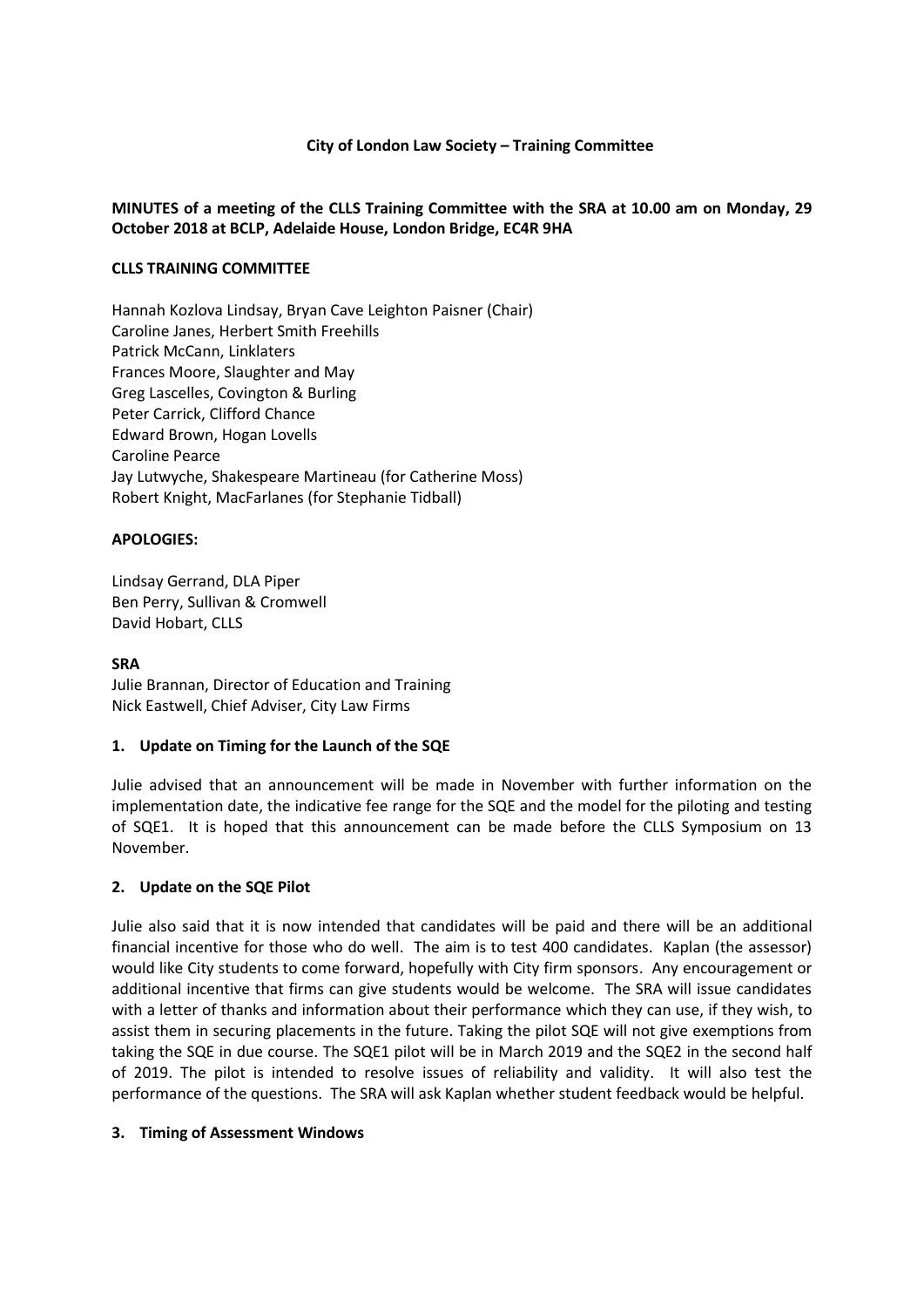**City of London Law Society – Training Committee**

**MINUTES of a meeting of the CLLS Training Committee with the SRA at 10.00 am on Monday, 29 October 2018 at BCLP, Adelaide House, London Bridge, EC4R 9HA**

**CLLS TRAINING COMMITTEE**

Hannah Kozlova Lindsay, Bryan Cave Leighton Paisner (Chair)
Caroline Janes, Herbert Smith Freehills
Patrick McCann, Linklaters
Frances Moore, Slaughter and May
Greg Lascelles, Covington & Burling
Peter Carrick, Clifford Chance
Edward Brown, Hogan Lovells
Caroline Pearce
Jay Lutwyche, Shakespeare Martineau (for Catherine Moss)
Robert Knight, MacFarlanes (for Stephanie Tidball)

**APOLOGIES:**

Lindsay Gerrand, DLA Piper
Ben Perry, Sullivan & Cromwell
David Hobart, CLLS

**SRA**
Julie Brannan, Director of Education and Training
Nick Eastwell, Chief Adviser, City Law Firms

**1. Update on Timing for the Launch of the SQE**

Julie advised that an announcement will be made in November with further information on the implementation date, the indicative fee range for the SQE and the model for the piloting and testing of SQE1. It is hoped that this announcement can be made before the CLLS Symposium on 13 November.

**2. Update on the SQE Pilot**

Julie also said that it is now intended that candidates will be paid and there will be an additional financial incentive for those who do well. The aim is to test 400 candidates. Kaplan (the assessor) would like City students to come forward, hopefully with City firm sponsors. Any encouragement or additional incentive that firms can give students would be welcome. The SRA will issue candidates with a letter of thanks and information about their performance which they can use, if they wish, to assist them in securing placements in the future. Taking the pilot SQE will not give exemptions from taking the SQE in due course. The SQE1 pilot will be in March 2019 and the SQE2 in the second half of 2019. The pilot is intended to resolve issues of reliability and validity. It will also test the performance of the questions. The SRA will ask Kaplan whether student feedback would be helpful.

**3. Timing of Assessment Windows**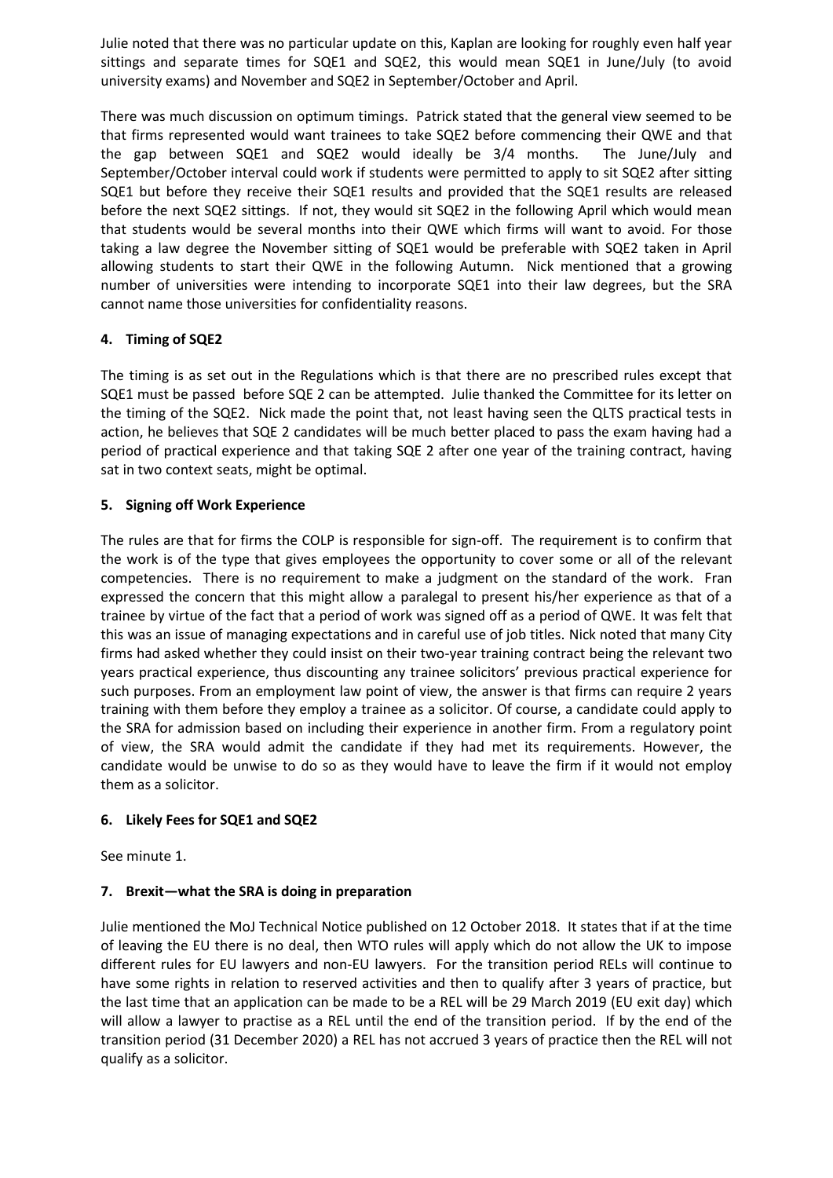Julie noted that there was no particular update on this, Kaplan are looking for roughly even half year sittings and separate times for SQE1 and SQE2, this would mean SQE1 in June/July (to avoid university exams) and November and SQE2 in September/October and April.

There was much discussion on optimum timings. Patrick stated that the general view seemed to be that firms represented would want trainees to take SQE2 before commencing their QWE and that the gap between SQE1 and SQE2 would ideally be 3/4 months. The June/July and September/October interval could work if students were permitted to apply to sit SQE2 after sitting SQE1 but before they receive their SQE1 results and provided that the SQE1 results are released before the next SQE2 sittings. If not, they would sit SQE2 in the following April which would mean that students would be several months into their QWE which firms will want to avoid. For those taking a law degree the November sitting of SQE1 would be preferable with SQE2 taken in April allowing students to start their QWE in the following Autumn. Nick mentioned that a growing number of universities were intending to incorporate SQE1 into their law degrees, but the SRA cannot name those universities for confidentiality reasons.

## 4. Timing of SQE2

The timing is as set out in the Regulations which is that there are no prescribed rules except that SQE1 must be passed before SQE 2 can be attempted. Julie thanked the Committee for its letter on the timing of the SQE2. Nick made the point that, not least having seen the QLTS practical tests in action, he believes that SQE 2 candidates will be much better placed to pass the exam having had a period of practical experience and that taking SQE 2 after one year of the training contract, having sat in two context seats, might be optimal.

## 5. Signing off Work Experience

The rules are that for firms the COLP is responsible for sign-off. The requirement is to confirm that the work is of the type that gives employees the opportunity to cover some or all of the relevant competencies. There is no requirement to make a judgment on the standard of the work. Fran expressed the concern that this might allow a paralegal to present his/her experience as that of a trainee by virtue of the fact that a period of work was signed off as a period of QWE. It was felt that this was an issue of managing expectations and in careful use of job titles. Nick noted that many City firms had asked whether they could insist on their two-year training contract being the relevant two years practical experience, thus discounting any trainee solicitors' previous practical experience for such purposes. From an employment law point of view, the answer is that firms can require 2 years training with them before they employ a trainee as a solicitor. Of course, a candidate could apply to the SRA for admission based on including their experience in another firm. From a regulatory point of view, the SRA would admit the candidate if they had met its requirements. However, the candidate would be unwise to do so as they would have to leave the firm if it would not employ them as a solicitor.

## 6. Likely Fees for SQE1 and SQE2

See minute 1.

## 7. Brexit—what the SRA is doing in preparation

Julie mentioned the MoJ Technical Notice published on 12 October 2018. It states that if at the time of leaving the EU there is no deal, then WTO rules will apply which do not allow the UK to impose different rules for EU lawyers and non-EU lawyers. For the transition period RELs will continue to have some rights in relation to reserved activities and then to qualify after 3 years of practice, but the last time that an application can be made to be a REL will be 29 March 2019 (EU exit day) which will allow a lawyer to practise as a REL until the end of the transition period. If by the end of the transition period (31 December 2020) a REL has not accrued 3 years of practice then the REL will not qualify as a solicitor.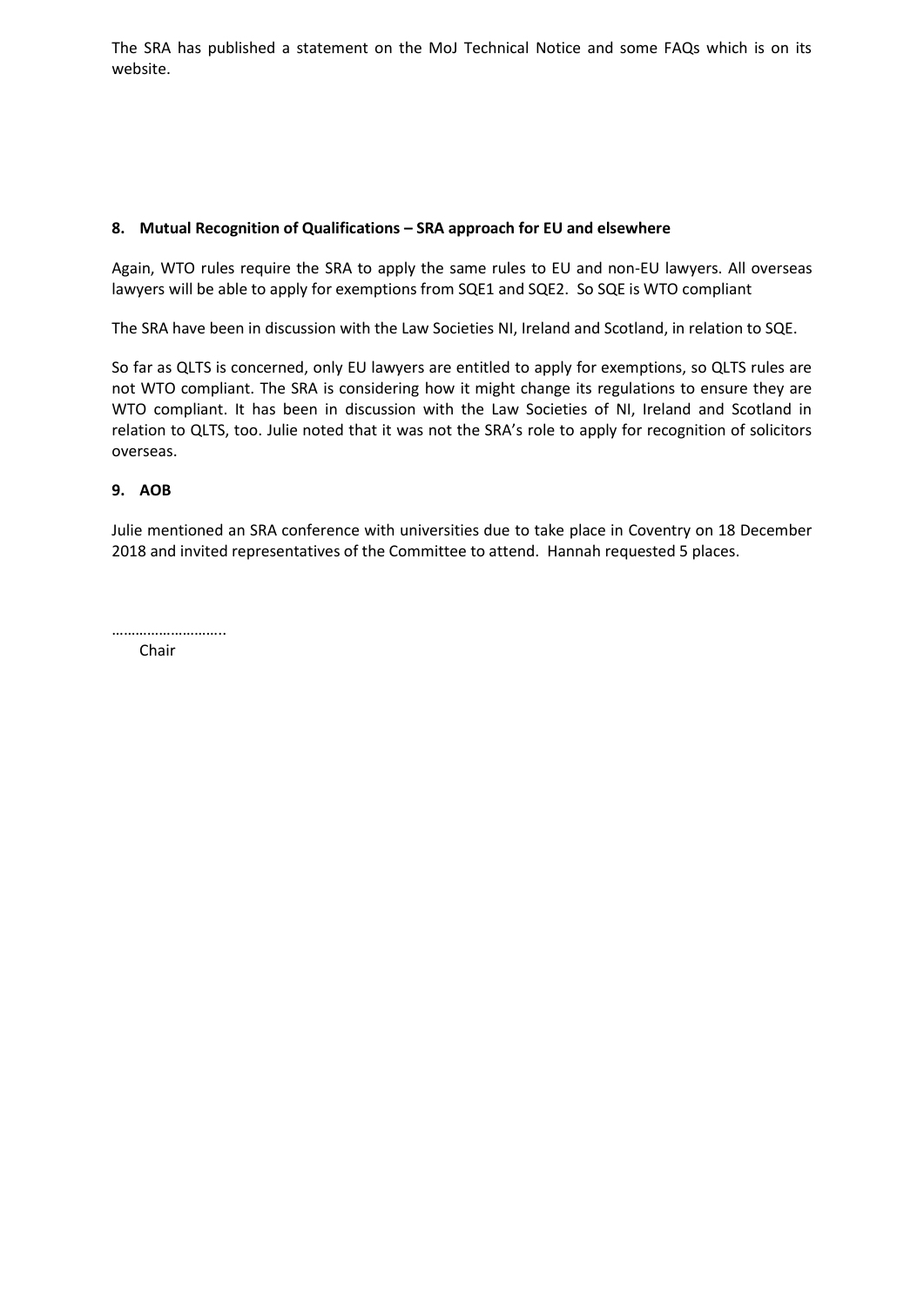The SRA has published a statement on the MoJ Technical Notice and some FAQs which is on its website.

**8. Mutual Recognition of Qualifications – SRA approach for EU and elsewhere**

Again, WTO rules require the SRA to apply the same rules to EU and non-EU lawyers. All overseas lawyers will be able to apply for exemptions from SQE1 and SQE2. So SQE is WTO compliant

The SRA have been in discussion with the Law Societies NI, Ireland and Scotland, in relation to SQE.

So far as QLTS is concerned, only EU lawyers are entitled to apply for exemptions, so QLTS rules are not WTO compliant. The SRA is considering how it might change its regulations to ensure they are WTO compliant. It has been in discussion with the Law Societies of NI, Ireland and Scotland in relation to QLTS, too. Julie noted that it was not the SRA's role to apply for recognition of solicitors overseas.

**9. AOB**

Julie mentioned an SRA conference with universities due to take place in Coventry on 18 December 2018 and invited representatives of the Committee to attend. Hannah requested 5 places.

………………………..

Chair